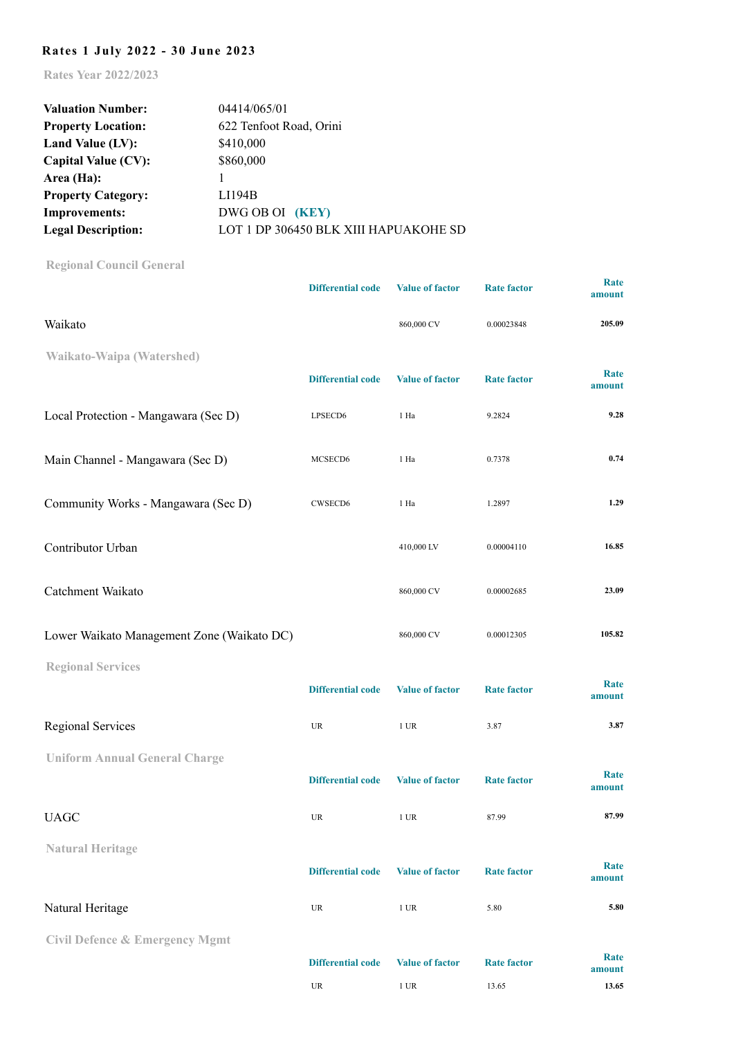## Rates 1 July 2022 - 30 June 2023

Rates Year 2022/2023

| | |
|---|---|
| **Valuation Number:** | 04414/065/01 |
| **Property Location:** | 622 Tenfoot Road, Orini |
| **Land Value (LV):** | $410,000 |
| **Capital Value (CV):** | $860,000 |
| **Area (Ha):** | 1 |
| **Property Category:** | LI194B |
| **Improvements:** | DWG OB OI **(KEY)** |
| **Legal Description:** | LOT 1 DP 306450 BLK XIII HAPUAKOHE SD |

### Regional Council General

| | Differential code | Value of factor | Rate factor | Rate amount |
|---|---|---|---|---|
| Waikato | | 860,000 CV | 0.00023848 | **205.09** |

### Waikato-Waipa (Watershed)

| | Differential code | Value of factor | Rate factor | Rate amount |
|---|---|---|---|---|
| Local Protection - Mangawara (Sec D) | LPSECD6 | 1 Ha | 9.2824 | **9.28** |
| Main Channel - Mangawara (Sec D) | MCSECD6 | 1 Ha | 0.7378 | **0.74** |
| Community Works - Mangawara (Sec D) | CWSECD6 | 1 Ha | 1.2897 | **1.29** |
| Contributor Urban | | 410,000 LV | 0.00004110 | **16.85** |
| Catchment Waikato | | 860,000 CV | 0.00002685 | **23.09** |
| Lower Waikato Management Zone (Waikato DC) | | 860,000 CV | 0.00012305 | **105.82** |

### Regional Services

| | Differential code | Value of factor | Rate factor | Rate amount |
|---|---|---|---|---|
| Regional Services | UR | 1 UR | 3.87 | **3.87** |

### Uniform Annual General Charge

| | Differential code | Value of factor | Rate factor | Rate amount |
|---|---|---|---|---|
| UAGC | UR | 1 UR | 87.99 | **87.99** |

### Natural Heritage

| | Differential code | Value of factor | Rate factor | Rate amount |
|---|---|---|---|---|
| Natural Heritage | UR | 1 UR | 5.80 | **5.80** |

### Civil Defence & Emergency Mgmt

| | Differential code | Value of factor | Rate factor | Rate amount |
|---|---|---|---|---|
| | UR | 1 UR | 13.65 | **13.65** |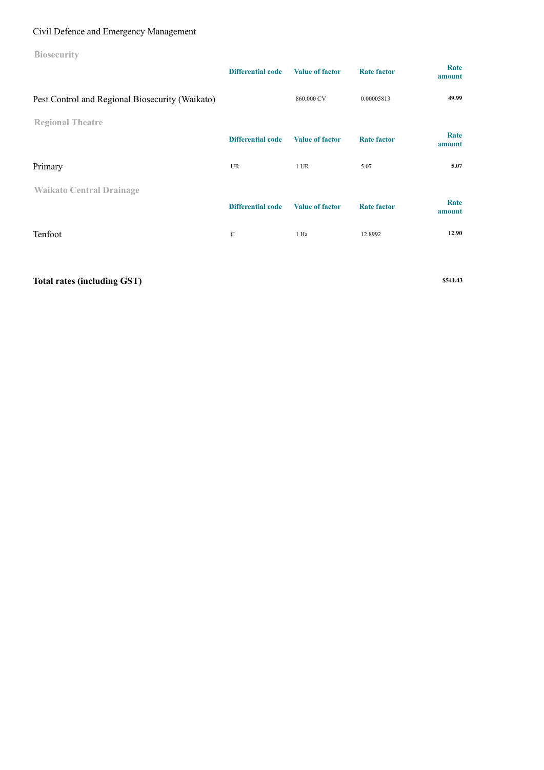Civil Defence and Emergency Management

### Biosecurity

| | Differential code | Value of factor | Rate factor | Rate amount |
|---|---|---|---|---|
| Pest Control and Regional Biosecurity (Waikato) | | 860,000 CV | 0.00005813 | **49.99** |

### Regional Theatre

| | Differential code | Value of factor | Rate factor | Rate amount |
|---|---|---|---|---|
| Primary | UR | 1 UR | 5.07 | **5.07** |

### Waikato Central Drainage

| | Differential code | Value of factor | Rate factor | Rate amount |
|---|---|---|---|---|
| Tenfoot | C | 1 Ha | 12.8992 | **12.90** |

**Total rates (including GST)** **$541.43**